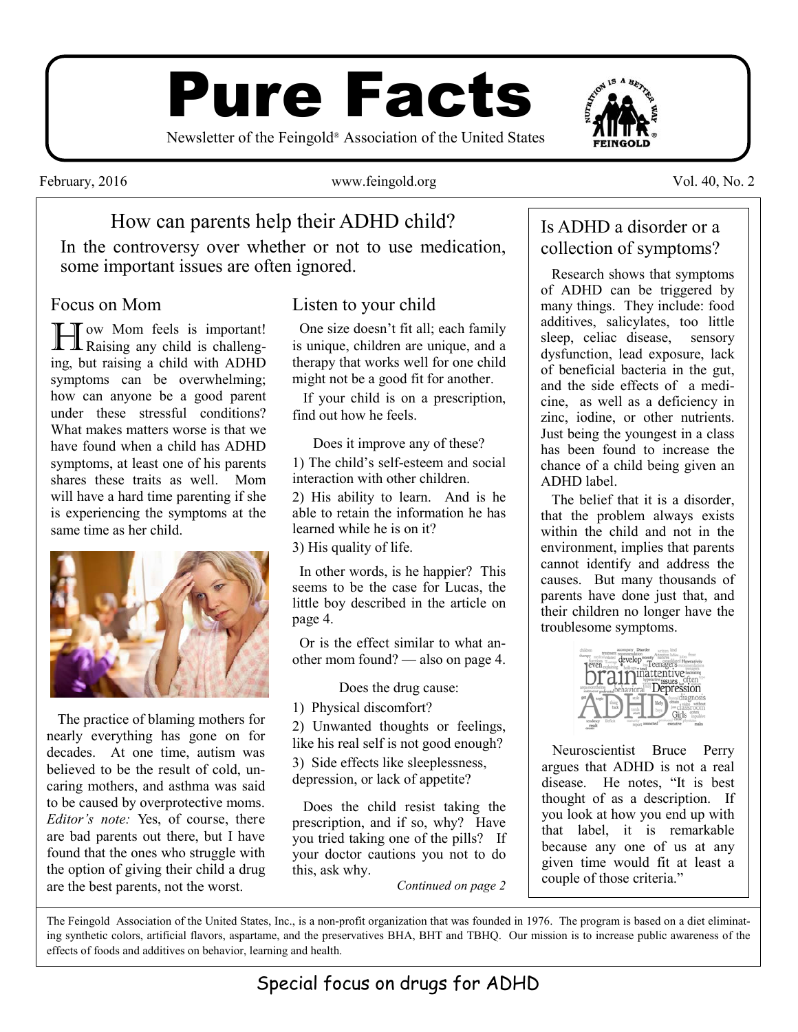# Pure Facts

Newsletter of the Feingold® Association of the United States

February, 2016 www.feingold.org Vol. 40, No. 2

## How can parents help their ADHD child?

In the controversy over whether or not to use medication, some important issues are often ignored.

### Focus on Mom

How Mom feels is important! Raising any child is challenging, but raising a child with ADHD symptoms can be overwhelming; how can anyone be a good parent under these stressful conditions? What makes matters worse is that we have found when a child has ADHD symptoms, at least one of his parents shares these traits as well. Mom will have a hard time parenting if she is experiencing the symptoms at the same time as her child.

The practice of blaming mothers for nearly everything has gone on for decades. At one time, autism was believed to be the result of cold, uncaring mothers, and asthma was said to be caused by overprotective moms. *Editor's note:* Yes, of course, there are bad parents out there, but I have found that the ones who struggle with the option of giving their child a drug are the best parents, not the worst.

### Listen to your child

One size doesn't fit all; each family is unique, children are unique, and a therapy that works well for one child might not be a good fit for another.

If your child is on a prescription, find out how he feels.

Does it improve any of these?

1) The child's self-esteem and social interaction with other children.
2) His ability to learn. And is he able to retain the information he has learned while he is on it?
3) His quality of life.

In other words, is he happier? This seems to be the case for Lucas, the little boy described in the article on page 4.

Or is the effect similar to what another mom found? — also on page 4.

Does the drug cause:

1) Physical discomfort?
2) Unwanted thoughts or feelings, like his real self is not good enough?
3) Side effects like sleeplessness, depression, or lack of appetite?

Does the child resist taking the prescription, and if so, why? Have you tried taking one of the pills? If your doctor cautions you not to do this, ask why.

*Continued on page 2*

## Is ADHD a disorder or a collection of symptoms?

Research shows that symptoms of ADHD can be triggered by many things. They include: food additives, salicylates, too little sleep, celiac disease, sensory dysfunction, lead exposure, lack of beneficial bacteria in the gut, and the side effects of a medicine, as well as a deficiency in zinc, iodine, or other nutrients. Just being the youngest in a class has been found to increase the chance of a child being given an ADHD label.

The belief that it is a disorder, that the problem always exists within the child and not in the environment, implies that parents cannot identify and address the causes. But many thousands of parents have done just that, and their children no longer have the troublesome symptoms.

Neuroscientist Bruce Perry argues that ADHD is not a real disease. He notes, "It is best thought of as a description. If you look at how you end up with that label, it is remarkable because any one of us at any given time would fit at least a couple of those criteria."

The Feingold Association of the United States, Inc., is a non-profit organization that was founded in 1976. The program is based on a diet eliminating synthetic colors, artificial flavors, aspartame, and the preservatives BHA, BHT and TBHQ. Our mission is to increase public awareness of the effects of foods and additives on behavior, learning and health.

Special focus on drugs for ADHD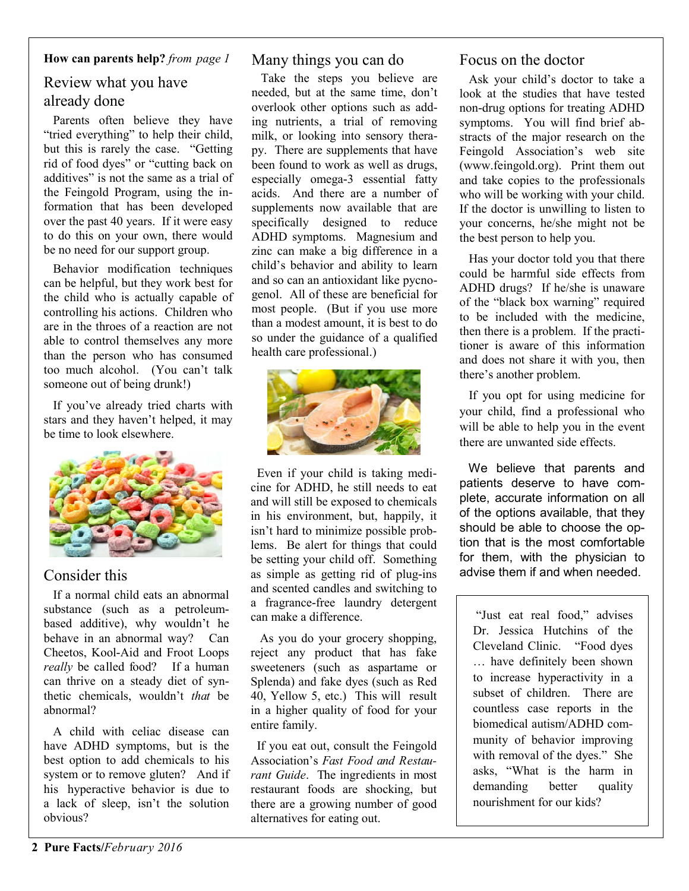**How can parents help?** *from page 1*

## Review what you have already done

Parents often believe they have "tried everything" to help their child, but this is rarely the case. "Getting rid of food dyes" or "cutting back on additives" is not the same as a trial of the Feingold Program, using the information that has been developed over the past 40 years. If it were easy to do this on your own, there would be no need for our support group.

Behavior modification techniques can be helpful, but they work best for the child who is actually capable of controlling his actions. Children who are in the throes of a reaction are not able to control themselves any more than the person who has consumed too much alcohol. (You can't talk someone out of being drunk!)

If you've already tried charts with stars and they haven't helped, it may be time to look elsewhere.

## Consider this

If a normal child eats an abnormal substance (such as a petroleum-based additive), why wouldn't he behave in an abnormal way? Can Cheetos, Kool-Aid and Froot Loops *really* be called food? If a human can thrive on a steady diet of synthetic chemicals, wouldn't *that* be abnormal?

A child with celiac disease can have ADHD symptoms, but is the best option to add chemicals to his system or to remove gluten? And if his hyperactive behavior is due to a lack of sleep, isn't the solution obvious?

## Many things you can do

Take the steps you believe are needed, but at the same time, don't overlook other options such as adding nutrients, a trial of removing milk, or looking into sensory therapy. There are supplements that have been found to work as well as drugs, especially omega-3 essential fatty acids. And there are a number of supplements now available that are specifically designed to reduce ADHD symptoms. Magnesium and zinc can make a big difference in a child's behavior and ability to learn and so can an antioxidant like pycnogenol. All of these are beneficial for most people. (But if you use more than a modest amount, it is best to do so under the guidance of a qualified health care professional.)

Even if your child is taking medicine for ADHD, he still needs to eat and will still be exposed to chemicals in his environment, but, happily, it isn't hard to minimize possible problems. Be alert for things that could be setting your child off. Something as simple as getting rid of plug-ins and scented candles and switching to a fragrance-free laundry detergent can make a difference.

As you do your grocery shopping, reject any product that has fake sweeteners (such as aspartame or Splenda) and fake dyes (such as Red 40, Yellow 5, etc.) This will result in a higher quality of food for your entire family.

If you eat out, consult the Feingold Association's *Fast Food and Restaurant Guide*. The ingredients in most restaurant foods are shocking, but there are a growing number of good alternatives for eating out.

## Focus on the doctor

Ask your child's doctor to take a look at the studies that have tested non-drug options for treating ADHD symptoms. You will find brief abstracts of the major research on the Feingold Association's web site (www.feingold.org). Print them out and take copies to the professionals who will be working with your child. If the doctor is unwilling to listen to your concerns, he/she might not be the best person to help you.

Has your doctor told you that there could be harmful side effects from ADHD drugs? If he/she is unaware of the "black box warning" required to be included with the medicine, then there is a problem. If the practitioner is aware of this information and does not share it with you, then there's another problem.

If you opt for using medicine for your child, find a professional who will be able to help you in the event there are unwanted side effects.

We believe that parents and patients deserve to have complete, accurate information on all of the options available, that they should be able to choose the option that is the most comfortable for them, with the physician to advise them if and when needed.

"Just eat real food," advises Dr. Jessica Hutchins of the Cleveland Clinic. "Food dyes … have definitely been shown to increase hyperactivity in a subset of children. There are countless case reports in the biomedical autism/ADHD community of behavior improving with removal of the dyes." She asks, "What is the harm in demanding better quality nourishment for our kids?